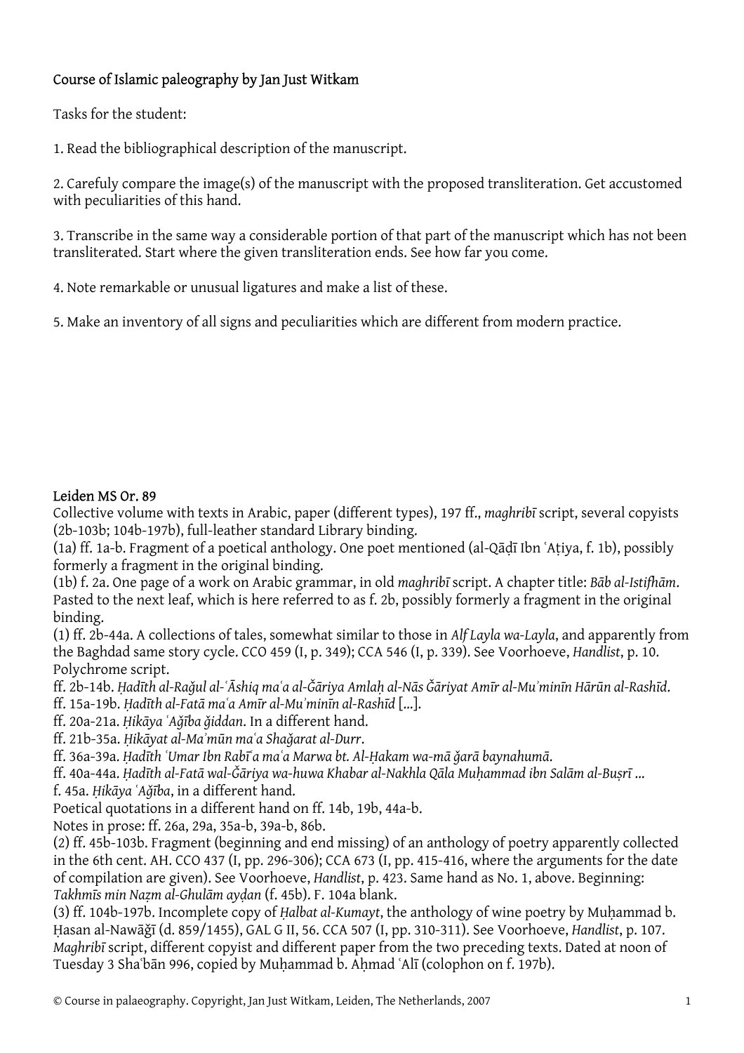## Course of Islamic paleography by Jan Just Witkam

Tasks for the student:

1. Read the bibliographical description of the manuscript.

2. Carefuly compare the image(s) of the manuscript with the proposed transliteration. Get accustomed with peculiarities of this hand.

3. Transcribe in the same way a considerable portion of that part of the manuscript which has not been transliterated. Start where the given transliteration ends. See how far you come.

4. Note remarkable or unusual ligatures and make a list of these.

5. Make an inventory of all signs and peculiarities which are different from modern practice.

## Leiden MS Or. 89

Collective volume with texts in Arabic, paper (different types), 197 ff., *maghribī* script, several copyists (2b-103b; 104b-197b), full-leather standard Library binding.

(1a) ff. 1a-b. Fragment of a poetical anthology. One poet mentioned (al-Qāḍī Ibn ʿAṭiya, f. 1b), possibly formerly a fragment in the original binding.

(1b) f. 2a. One page of a work on Arabic grammar, in old *maghribī* script. A chapter title: *Bāb al-Istifhām*. Pasted to the next leaf, which is here referred to as f. 2b, possibly formerly a fragment in the original binding.

(1) ff. 2b-44a. A collections of tales, somewhat similar to those in *Alf Layla wa-Layla*, and apparently from the Baghdad same story cycle. CCO 459 (I, p. 349); CCA 546 (I, p. 339). See Voorhoeve, *Handlist*, p. 10. Polychrome script.

ff. 2b-14b. *Ḥadīth al-Rağul al-ʿĀshiq maʿa al-Ğāriya Amlaḥ al-Nās Ğāriyat Amīr al-Muʾminīn Hārūn al-Rashīd*.

ff. 15a-19b. *Ḥadīth al-Fatā maʿa Amīr al-Muʾminīn al-Rashīd* [...].

ff. 20a-21a. *Ḥikāya ʿAğība ğiddan*. In a different hand.

ff. 21b-35a. *Ḥikāyat al-Maʾmūn maʿa Shağarat al-Durr*.

ff. 36a-39a. *Ḥadīth ʿUmar Ibn Rabīʿa maʿa Marwa bt. Al-Ḥakam wa-mā ğarā baynahumā.*

ff. 40a-44a. *Ḥadīth al-Fatā wal-Ğāriya wa-huwa Khabar al-Nakhla Qāla Muḥammad ibn Salām al-Buṣrī ...*

f. 45a. *Ḥikāya ʿAğība*, in a different hand.

Poetical quotations in a different hand on ff. 14b, 19b, 44a-b.

Notes in prose: ff. 26a, 29a, 35a-b, 39a-b, 86b.

(2) ff. 45b-103b. Fragment (beginning and end missing) of an anthology of poetry apparently collected in the 6th cent. AH. CCO 437 (I, pp. 296-306); CCA 673 (I, pp. 415-416, where the arguments for the date of compilation are given). See Voorhoeve, *Handlist*, p. 423. Same hand as No. 1, above. Beginning: *Takhmīs min Naẓm al-Ghulām ayḍan* (f. 45b). F. 104a blank.

(3) ff. 104b-197b. Incomplete copy of *Ḥalbat al-Kumayt*, the anthology of wine poetry by Muḥammad b. Ḥasan al-Nawāğī (d. 859/1455), GAL G II, 56. CCA 507 (I, pp. 310-311). See Voorhoeve, *Handlist*, p. 107. *Maghribī* script, different copyist and different paper from the two preceding texts. Dated at noon of Tuesday 3 Shaʿbān 996, copied by Muḥammad b. Aḥmad ʿAlī (colophon on f. 197b).

© Course in palaeography. Copyright, Jan Just Witkam, Leiden, The Netherlands, 2007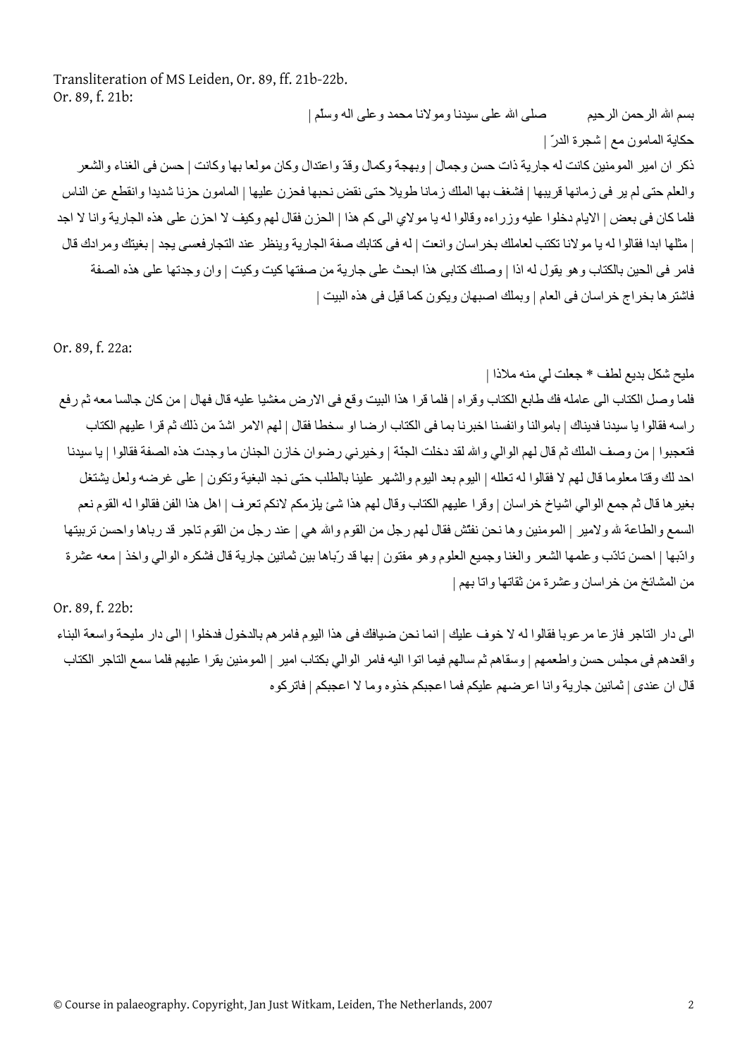Transliteration of MS Leiden, Or. 89, ff. 21b-22b.

Or. 89, f. 21b:

بسم الله الرحمن الرحيم          صلى الله على سيدنا ومولانا محمد وعلى اله وسلّم |

حكاية المامون مع | شجرة الدرّ |

ذكر ان امير المومنين كانت له جارية ذات حسن وجمال | وبهجة وكمال وقدّ واعتدال وكان مولعا بها وكانت | حسن فى الغناء والشعر والعلم حتى لم ير فى زمانها قريبها | فشغف بها الملك زمانا طويلا حتى نقض نحبها فحزن عليها | المامون حزنا شديدا وانقطع عن الناس فلما كان فى بعض | الايام دخلوا عليه وزراءه وقالوا له يا مولاي الى كم هذا | الحزن فقال لهم وكيف لا احزن على هذه الجارية وانا لا اجد | مثلها ابدا فقالوا له يا مولانا تكتب لعاملك بخراسان وانعت | له فى كتابك صفة الجارية وينظر عند التجارفعسى يجد | بغيتك ومرادك قال فامر فى الحين بالكتاب وهو يقول له اذا | وصلك كتابى هذا ابحث على جارية من صفتها كيت وكيت | وان وجدتها على هذه الصفة فاشترها بخراج خراسان فى العام | وبملك اصبهان ويكون كما قيل فى هذه البيت |

Or. 89, f. 22a:

مليح شكل بديع لطف * جعلت لي منه ملاذا |

فلما وصل الكتاب الى عامله فك طابع الكتاب وقراه | فلما قرا هذا البيت وقع فى الارض مغشيا عليه قال فهال | من كان جالسا معه ثم رفع راسه فقالوا يا سيدنا فديناك | باموالنا وانفسنا اخبرنا بما فى الكتاب ارضا او سخطا فقال | لهم الامر اشدّ من ذلك ثم قرا عليهم الكتاب فتعجبوا | من وصف الملك ثم قال لهم الوالي والله لقد دخلت الجنّة | وخيرني رضوان خازن الجنان ما وجدت هذه الصفة فقالوا | يا سيدنا احد لك وقتا معلوما قال لهم لا فقالوا له تعلله | اليوم بعد اليوم والشهر علينا بالطلب حتى نجد البغية وتكون | على غرضه ولعل يشتغل بغيرها قال ثم جمع الوالي اشياخ خراسان | وقرا عليهم الكتاب وقال لهم هذا شئ يلزمكم لانكم تعرف | اهل هذا الفن فقالوا له القوم نعم السمع والطاعة لله ولامير | المومنين وها نحن نفتّش فقال لهم رجل من القوم والله هي | عند رجل من القوم تاجر قد رباها واحسن تربيتها وادّبها | احسن تادّب وعلمها الشعر والغنا وجميع العلوم وهو مفتون | بها قد ربّاها بين ثمانين جارية قال فشكره الوالي واخذ | معه عشرة من المشائخ من خراسان وعشرة من ثقاتها واتا بهم |

Or. 89, f. 22b:

الى دار التاجر فازعا مرعوبا فقالوا له لا خوف عليك | انما نحن ضيافك فى هذا اليوم فامرهم بالدخول فدخلوا | الى دار مليحة واسعة البناء واقعدهم فى مجلس حسن واطعمهم | وسقاهم ثم سالهم فيما اتوا اليه فامر الوالي بكتاب امير | المومنين يقرا عليهم فلما سمع التاجر الكتاب قال ان عندى | ثمانين جارية وانا اعرضهم عليكم فما اعجبكم خذوه وما لا اعجبكم | فاتركوه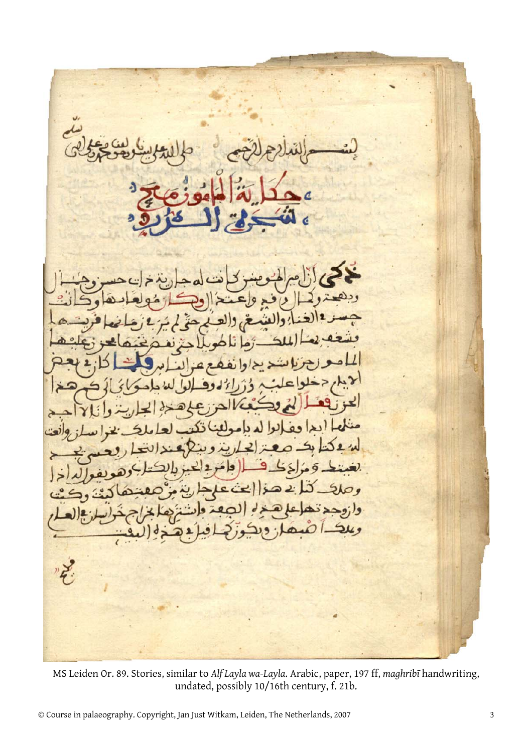بسم الله الرحمن الرحيم صلى الله على سيدنا ومولانا محمد وعلى آله

حكاية المأمون مع شجرة الدر

حُكي أن أمير المؤمنين كانت له جارية ذات حسن وجمال وبهجة وكمال وفهم واعتدال وكان مولعا بها وكانت حسنة في الغناء والشعر والعلم حتى لم يرى في زمانها قرينها فشغف بها الملك زمانا طويلا حتى نغص فحبها الحزن عليها المأمون حزنا شديدا وانقطع عن الناس فلما كان في بعض الأيام دخلوا عليه وزراؤه وقالوا له يا مولاي أي شيء هذا الحزن فقال لهم وكيف لا الحزن على هذه الجارية وأنا لا أجد مثلها أبدا فقالوا له يا مولانا نكتب لعاملك بخراسان وأنت له في كتابك صفة الجارية وبينها عند التجار وعسى يجد بغيتك ومرادك قال وأمر في الحين بالكتاب وهو يقول له إذا وصلك كتابي هذا ابحث على جارية من صفتها كيت وكيت وإن وجدتها على هذه الصفة واشتريها بخراج خراسان في العام وبملك أصبهان ويكون كافيا في هذه البيت

MS Leiden Or. 89. Stories, similar to *Alf Layla wa-Layla*. Arabic, paper, 197 ff, *maghribī* handwriting, undated, possibly 10/16th century, f. 21b.

© Course in palaeography. Copyright, Jan Just Witkam, Leiden, The Netherlands, 2007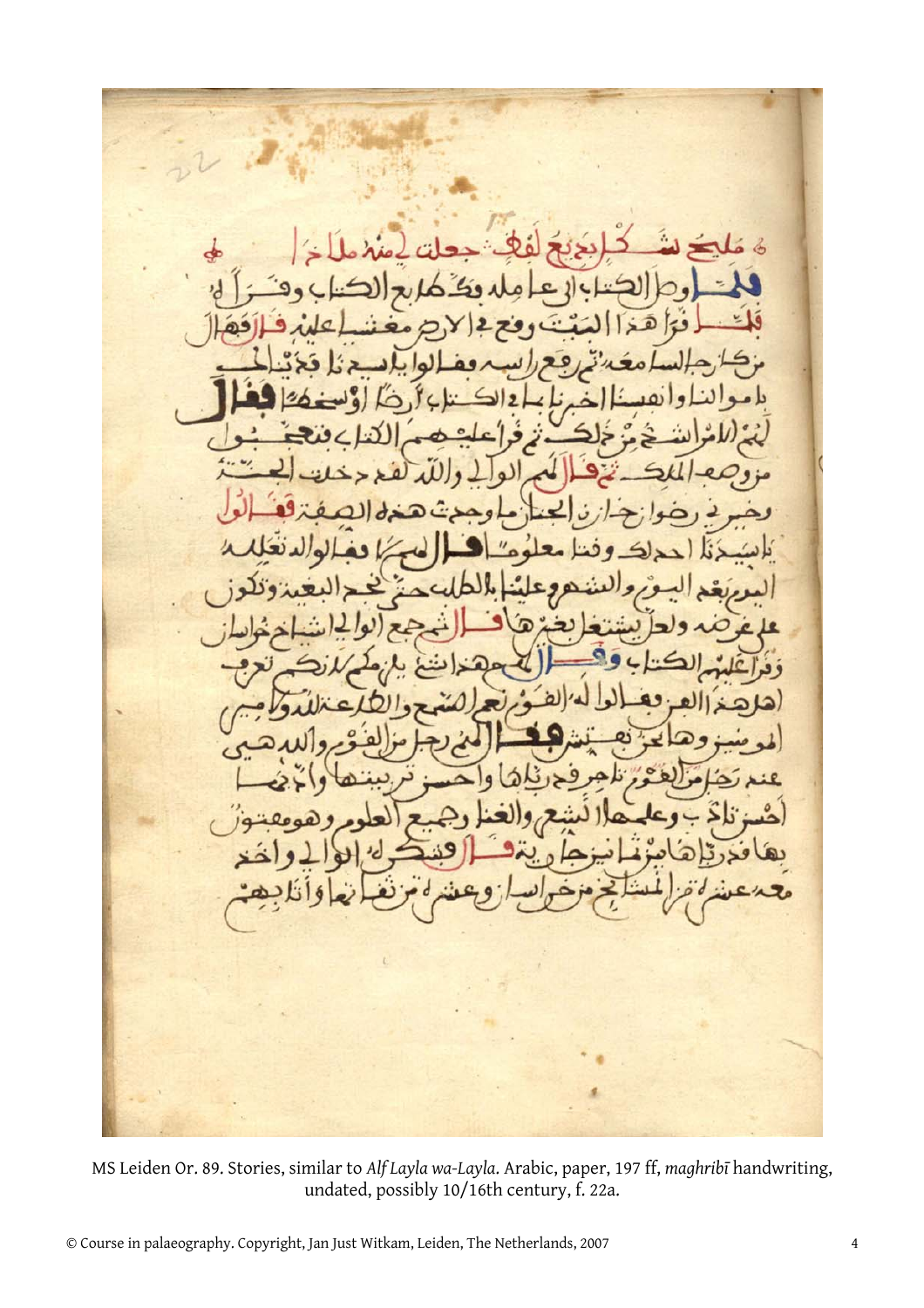مليح شكل بديع لفظ جعلت لي منه ملاذا

فلما وصل الكتاب الى عامله وكذا بقية الكتاب وقراه

فلما قرا هذا البيت وقع في الارض مغشيا عليه فلما افاق

من كان جالسا معه ثم رفع راسه وقالوا يا سيدنا ما الذي اصاب

باموالنا وانفسنا اخبرنا بما في الكتاب أرضا أو سخطا فقال

لهم الامر اشد من ذلك ثم قرا عليهم الكتاب فتعجبوا

من وصف الملك ثم قال لهم الوالي والله لقد دخلت الجنة

وخيرني رضوان خازن الجنان ما وجدت هذه الصفة فقالوا

يا سيدنا ما احد لك وفينا معلوما قال لهم فقالوا له الله تعلم له

اليوم بعد اليوم والشهر وعلينا بالطلب حتى نجد البغية وتكون

على غرضه ولا يشتغل بغيرها فقال ثم جمع الوالي اشياخ خراسان

وقرا عليهم الكتاب وقال لهم هذا شيء يلزمكم لانكم تعرفون

اهل هذا الفن فقالوا له الفوز نعم الشيخ والطاعة لله ولامير

المؤمنين وها نحن نفتش فقال الشيخ رجل من القوم والله هي

عند رجل من القوم تاجر فحد بها واحسن تربيتها واد بها

احسن تاديب وعلمها الشعر والغنا وجميع العلوم وهو مفتون

بها فذ بها من ثمانين جارية قال فشكر له الوالي واخذ

معه عشرة من المشايخ من خراسان وعشرة من ثقاتها واتابعهم

MS Leiden Or. 89. Stories, similar to *Alf Layla wa-Layla*. Arabic, paper, 197 ff, *maghribī* handwriting, undated, possibly 10/16th century, f. 22a.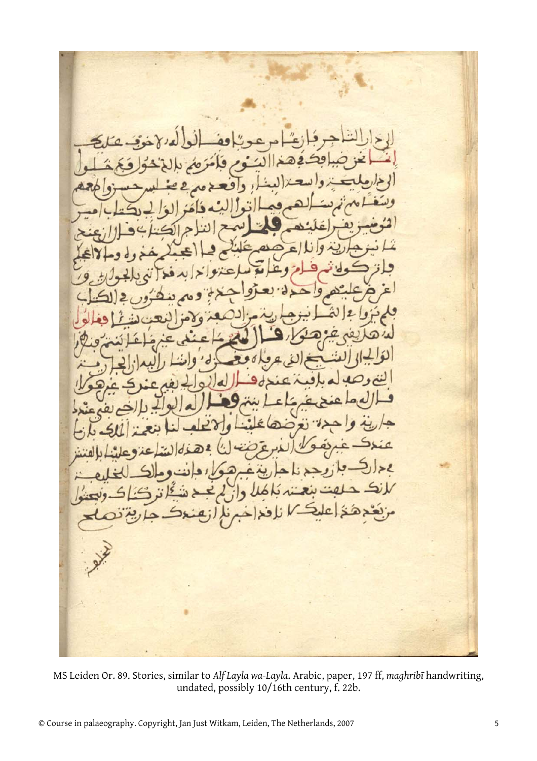الى دار التاجر فارعا من عونا وقالوا له لا خوف عليك
انما نحن ضيافك في هذا اليوم فامرهم بالدخول وقع حلول
الى دار مليحة واسعة البناء واقعد معهم في مجلس حسن واطعمهم
وسقاهم ثم سالهم فيما اتوا اليه فامر الوالي بكتاب امير
المومنين يقرا عليهم فلما سمع التاجر الكتاب قال ان عندي
ثمانين جارية وانا اعرضهم عليكم فما اعجبكم خذوه وما لا اعجبكم
فاتركوه ثم قام وغاب ساعة واحدة فاتى بالجواري و
اعرضهم عليهم واحدة بعد واحدة وهم ينظرون في الكتاب
فلم يروا في الثمانين جارية من الصفة ولا من النعت شيئا فقالوا
له هل بقي غير هولاء قال لهم ما عندي غير ما اتيتم به فقال
الوالي الى الشيخ الذي عرفاه وغمزوه وانا رايناه ان الجارية
التي وصف له باقية عنده فقال له الوالي بقي عندك غير هولاء
قال له ما عندي غير ما اتيتك به فقال له الوالي ان اخي بقي عنده
جارية واحدة نعرضها علينا ولا تعلب لنا بنعمة الملك بان
عندك غير هولاء الذي عرضت لنا في هذه الساعة وعلينا بالتفتيش
في دارك فان وجدنا جارية غير هولاء فانت ومالك للخليفة
لانك حلفت بنعمته باطلا وان لم نجد شيئا نتركك ونبعثوا
من نعم هذا عليك لا نافذا خبرنا ان عندك جارية تصلح

للخليفة

MS Leiden Or. 89. Stories, similar to *Alf Layla wa-Layla*. Arabic, paper, 197 ff, *maghribī* handwriting, undated, possibly 10/16th century, f. 22b.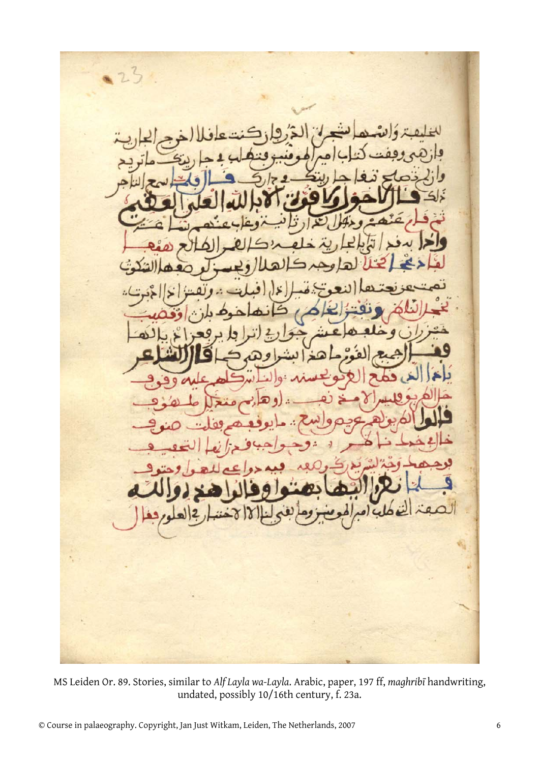للخليفة وأسمها شجرة الدر وان كنت عاقلا اخرج الجارية
وان هي وقفت كتاب امير المومنين وتهلك في جار ربك ما تريد
وان تصلح تبقا جار ربك في جارك قال ولما سمع التاجر
ذلك قال لا حول ولا قوة الا بالله العلي العظيم
ثم قام عنهم ودخل الدار ثانية وغاب عنهم ساعة
واذا به قد اتى بالجارية خلفه كالقمر الطالع هيفا
لقد اعجل الكحل لها وجه كالهلال ويحسن لو صغها الشكوك
تمت عن نعتها النعوت قبلا ان اقبلت . وتقتل ان ادبرت .
تحير الناظر وتفتن الخاطر كانها خوط بان او قضيب
خيزران وخلعها عشر جوار انرابا برقع ان بالنها
فقال جميع القوم ما هذا بشرا وهي كما قال الشاعر
يا ذا الذي قطع العربون بحسنه : والناس كلهم عليه وقوف
حال الغريب فليس الا مخ نحب . او هايم متخيل ملهوف
قالوا اليه بوجهم عيم واسع . ما يوقعهم فقلت صنوف
خالق خدنا ناظر . وحواجب فحزانها التحفيف
بوجهه وجنة للشرب ركوعه فيه دواعي للهوى وحتوف
فلما نظروا اليها بهتوا وقالوا هذه والله
الصفة التي طلب امير المومنين وما بقي لنا الا الاختبار في العلوم فقال

MS Leiden Or. 89. Stories, similar to *Alf Layla wa-Layla*. Arabic, paper, 197 ff, *maghribī* handwriting, undated, possibly 10/16th century, f. 23a.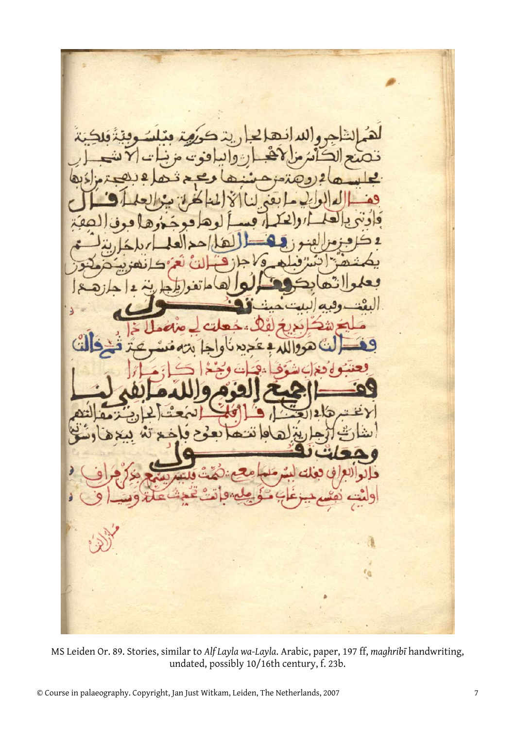MS Leiden Or. 89. Stories, similar to *Alf Layla wa-Layla*. Arabic, paper, 197 ff, *maghribī* handwriting, undated, possibly 10/16th century, f. 23b.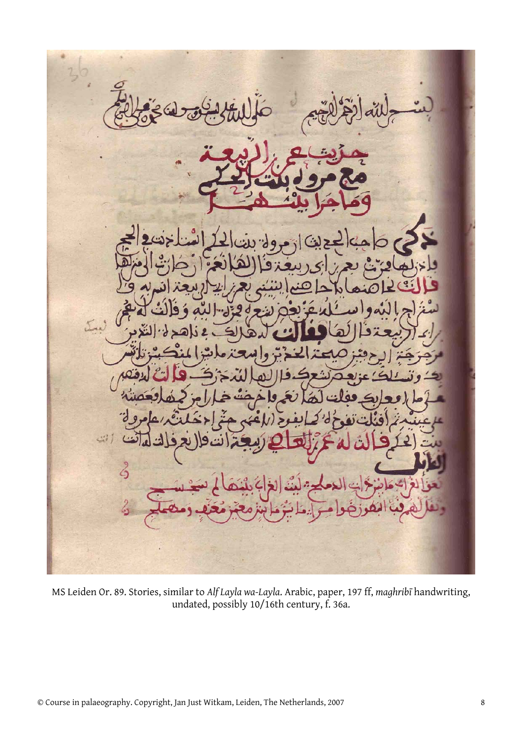بسم الله الرحمن الرحيم صلى الله على سيدنا ومولانا محمد وعلى آله وسلم

## حديث عمر بن ابي ربيعة مع مروة بنت الحكم وما جرا بينهما

ذكر صاحب الحديث ان مروة بنت الحكم استأذنت في الحج فأذن لها فمرت بعمر بن ابي ربيعة فقال لها نعم اذ صارت الى منزلها قالت لجواريها ... ائتيني بعمر بن ابي ربيعة ... واسأله عن بعض شعره ... وقالت له عمر بن ابي ربيعة قال لها ... فقالت ... قالت ... فقالت له عمر بن ابي ربيعة انت قال نعم ...

**القائل**

نعب الغراب ما بين ذات الدملج ... ليت الغراب ببينها لم يشحج

... ما بين معتنق ومهلج

MS Leiden Or. 89. Stories, similar to *Alf Layla wa-Layla*. Arabic, paper, 197 ff, *maghribī* handwriting, undated, possibly 10/16th century, f. 36a.